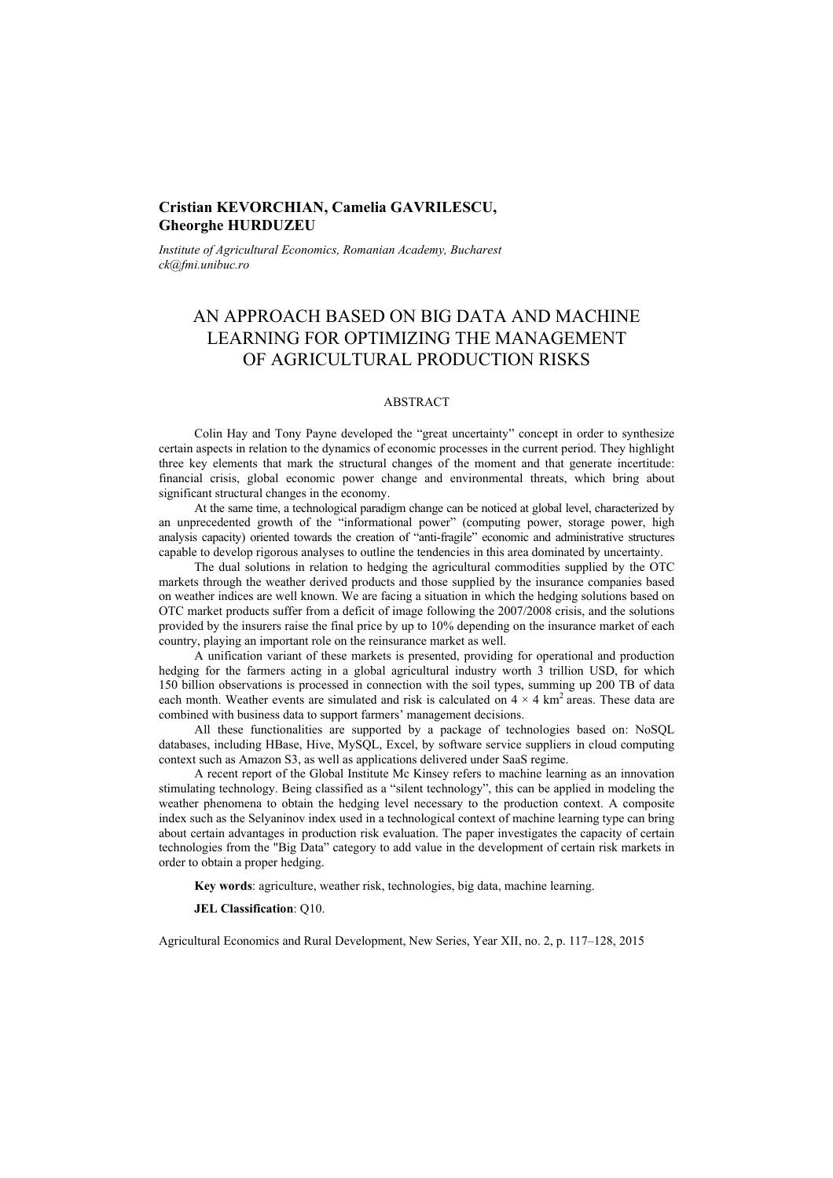**Cristian KEVORCHIAN, Camelia GAVRILESCU, Gheorghe HURDUZEU**

*Institute of Agricultural Economics, Romanian Academy, Bucharest*
*ck@fmi.unibuc.ro*

# AN APPROACH BASED ON BIG DATA AND MACHINE LEARNING FOR OPTIMIZING THE MANAGEMENT OF AGRICULTURAL PRODUCTION RISKS

## ABSTRACT

Colin Hay and Tony Payne developed the "great uncertainty" concept in order to synthesize certain aspects in relation to the dynamics of economic processes in the current period. They highlight three key elements that mark the structural changes of the moment and that generate incertitude: financial crisis, global economic power change and environmental threats, which bring about significant structural changes in the economy.

At the same time, a technological paradigm change can be noticed at global level, characterized by an unprecedented growth of the "informational power" (computing power, storage power, high analysis capacity) oriented towards the creation of "anti-fragile" economic and administrative structures capable to develop rigorous analyses to outline the tendencies in this area dominated by uncertainty.

The dual solutions in relation to hedging the agricultural commodities supplied by the OTC markets through the weather derived products and those supplied by the insurance companies based on weather indices are well known. We are facing a situation in which the hedging solutions based on OTC market products suffer from a deficit of image following the 2007/2008 crisis, and the solutions provided by the insurers raise the final price by up to 10% depending on the insurance market of each country, playing an important role on the reinsurance market as well.

A unification variant of these markets is presented, providing for operational and production hedging for the farmers acting in a global agricultural industry worth 3 trillion USD, for which 150 billion observations is processed in connection with the soil types, summing up 200 TB of data each month. Weather events are simulated and risk is calculated on $4 \times 4$ km$^2$ areas. These data are combined with business data to support farmers' management decisions.

All these functionalities are supported by a package of technologies based on: NoSQL databases, including HBase, Hive, MySQL, Excel, by software service suppliers in cloud computing context such as Amazon S3, as well as applications delivered under SaaS regime.

A recent report of the Global Institute Mc Kinsey refers to machine learning as an innovation stimulating technology. Being classified as a "silent technology", this can be applied in modeling the weather phenomena to obtain the hedging level necessary to the production context. A composite index such as the Selyaninov index used in a technological context of machine learning type can bring about certain advantages in production risk evaluation. The paper investigates the capacity of certain technologies from the "Big Data" category to add value in the development of certain risk markets in order to obtain a proper hedging.

**Key words**: agriculture, weather risk, technologies, big data, machine learning.

**JEL Classification**: Q10.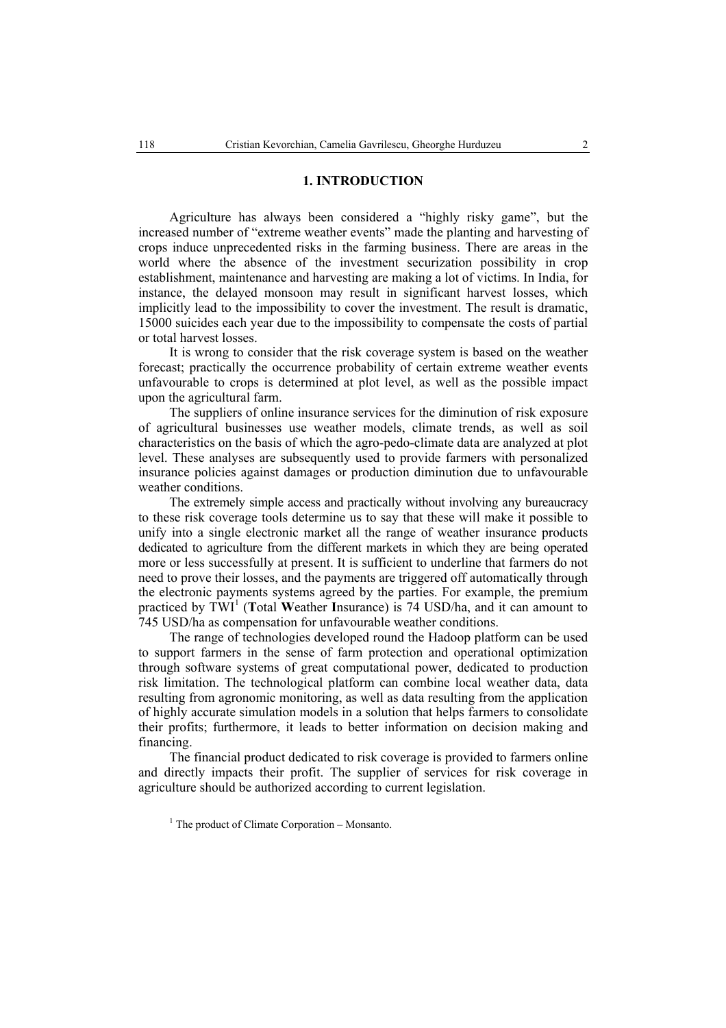## 1. INTRODUCTION

Agriculture has always been considered a "highly risky game", but the increased number of "extreme weather events" made the planting and harvesting of crops induce unprecedented risks in the farming business. There are areas in the world where the absence of the investment securization possibility in crop establishment, maintenance and harvesting are making a lot of victims. In India, for instance, the delayed monsoon may result in significant harvest losses, which implicitly lead to the impossibility to cover the investment. The result is dramatic, 15000 suicides each year due to the impossibility to compensate the costs of partial or total harvest losses.

It is wrong to consider that the risk coverage system is based on the weather forecast; practically the occurrence probability of certain extreme weather events unfavourable to crops is determined at plot level, as well as the possible impact upon the agricultural farm.

The suppliers of online insurance services for the diminution of risk exposure of agricultural businesses use weather models, climate trends, as well as soil characteristics on the basis of which the agro-pedo-climate data are analyzed at plot level. These analyses are subsequently used to provide farmers with personalized insurance policies against damages or production diminution due to unfavourable weather conditions.

The extremely simple access and practically without involving any bureaucracy to these risk coverage tools determine us to say that these will make it possible to unify into a single electronic market all the range of weather insurance products dedicated to agriculture from the different markets in which they are being operated more or less successfully at present. It is sufficient to underline that farmers do not need to prove their losses, and the payments are triggered off automatically through the electronic payments systems agreed by the parties. For example, the premium practiced by TWI[1] (**T**otal **W**eather **I**nsurance) is 74 USD/ha, and it can amount to 745 USD/ha as compensation for unfavourable weather conditions.

The range of technologies developed round the Hadoop platform can be used to support farmers in the sense of farm protection and operational optimization through software systems of great computational power, dedicated to production risk limitation. The technological platform can combine local weather data, data resulting from agronomic monitoring, as well as data resulting from the application of highly accurate simulation models in a solution that helps farmers to consolidate their profits; furthermore, it leads to better information on decision making and financing.

The financial product dedicated to risk coverage is provided to farmers online and directly impacts their profit. The supplier of services for risk coverage in agriculture should be authorized according to current legislation.

[1] The product of Climate Corporation – Monsanto.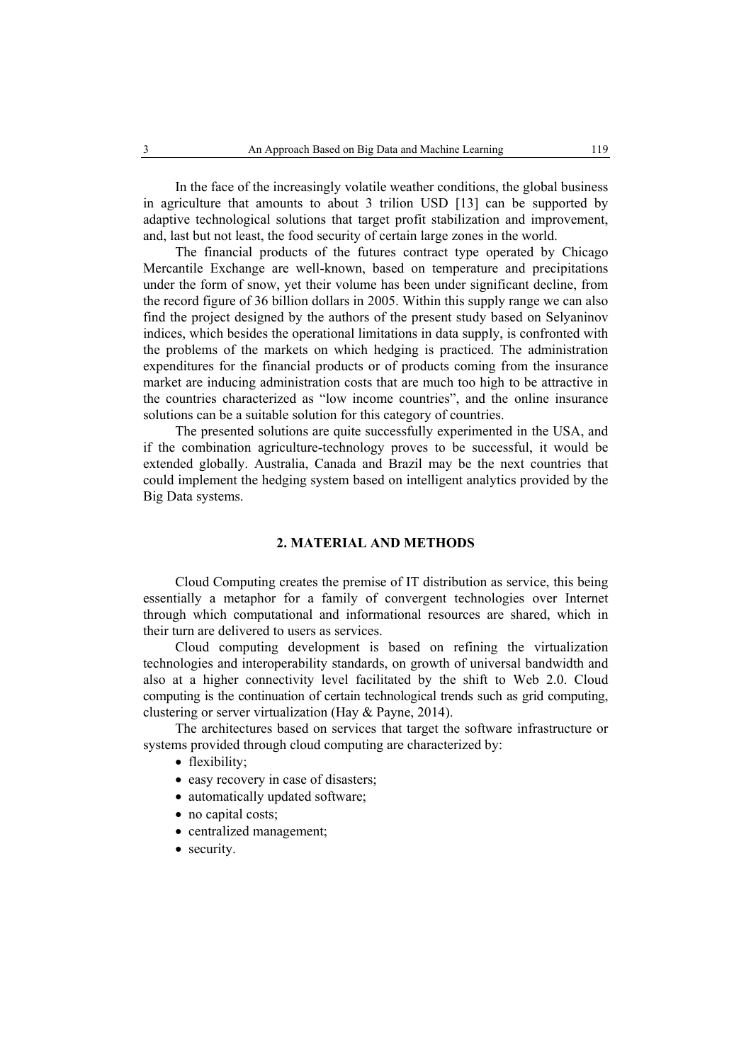In the face of the increasingly volatile weather conditions, the global business in agriculture that amounts to about 3 trilion USD [13] can be supported by adaptive technological solutions that target profit stabilization and improvement, and, last but not least, the food security of certain large zones in the world.

The financial products of the futures contract type operated by Chicago Mercantile Exchange are well-known, based on temperature and precipitations under the form of snow, yet their volume has been under significant decline, from the record figure of 36 billion dollars in 2005. Within this supply range we can also find the project designed by the authors of the present study based on Selyaninov indices, which besides the operational limitations in data supply, is confronted with the problems of the markets on which hedging is practiced. The administration expenditures for the financial products or of products coming from the insurance market are inducing administration costs that are much too high to be attractive in the countries characterized as "low income countries", and the online insurance solutions can be a suitable solution for this category of countries.

The presented solutions are quite successfully experimented in the USA, and if the combination agriculture-technology proves to be successful, it would be extended globally. Australia, Canada and Brazil may be the next countries that could implement the hedging system based on intelligent analytics provided by the Big Data systems.

## 2. MATERIAL AND METHODS

Cloud Computing creates the premise of IT distribution as service, this being essentially a metaphor for a family of convergent technologies over Internet through which computational and informational resources are shared, which in their turn are delivered to users as services.

Cloud computing development is based on refining the virtualization technologies and interoperability standards, on growth of universal bandwidth and also at a higher connectivity level facilitated by the shift to Web 2.0. Cloud computing is the continuation of certain technological trends such as grid computing, clustering or server virtualization (Hay & Payne, 2014).

The architectures based on services that target the software infrastructure or systems provided through cloud computing are characterized by:

- flexibility;
- easy recovery in case of disasters;
- automatically updated software;
- no capital costs;
- centralized management;
- security.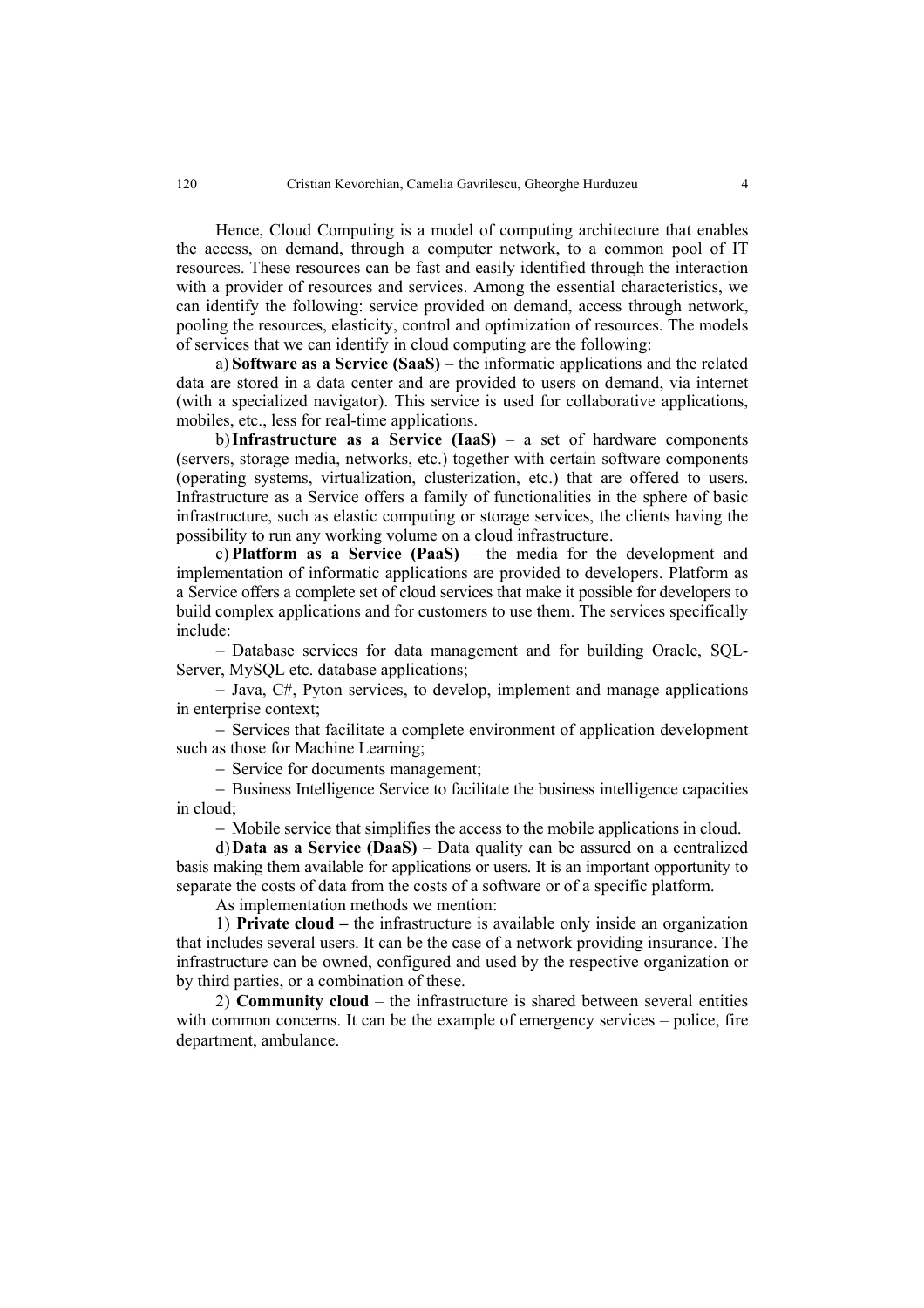Hence, Cloud Computing is a model of computing architecture that enables the access, on demand, through a computer network, to a common pool of IT resources. These resources can be fast and easily identified through the interaction with a provider of resources and services. Among the essential characteristics, we can identify the following: service provided on demand, access through network, pooling the resources, elasticity, control and optimization of resources. The models of services that we can identify in cloud computing are the following:

a) **Software as a Service (SaaS)** – the informatic applications and the related data are stored in a data center and are provided to users on demand, via internet (with a specialized navigator). This service is used for collaborative applications, mobiles, etc., less for real-time applications.

b) **Infrastructure as a Service (IaaS)** – a set of hardware components (servers, storage media, networks, etc.) together with certain software components (operating systems, virtualization, clusterization, etc.) that are offered to users. Infrastructure as a Service offers a family of functionalities in the sphere of basic infrastructure, such as elastic computing or storage services, the clients having the possibility to run any working volume on a cloud infrastructure.

c) **Platform as a Service (PaaS)** – the media for the development and implementation of informatic applications are provided to developers. Platform as a Service offers a complete set of cloud services that make it possible for developers to build complex applications and for customers to use them. The services specifically include:

- Database services for data management and for building Oracle, SQL-Server, MySQL etc. database applications;
- Java, C#, Pyton services, to develop, implement and manage applications in enterprise context;
- Services that facilitate a complete environment of application development such as those for Machine Learning;
- Service for documents management;
- Business Intelligence Service to facilitate the business intelligence capacities in cloud;
- Mobile service that simplifies the access to the mobile applications in cloud.

d) **Data as a Service (DaaS)** – Data quality can be assured on a centralized basis making them available for applications or users. It is an important opportunity to separate the costs of data from the costs of a software or of a specific platform.

As implementation methods we mention:

1) **Private cloud –** the infrastructure is available only inside an organization that includes several users. It can be the case of a network providing insurance. The infrastructure can be owned, configured and used by the respective organization or by third parties, or a combination of these.

2) **Community cloud** – the infrastructure is shared between several entities with common concerns. It can be the example of emergency services – police, fire department, ambulance.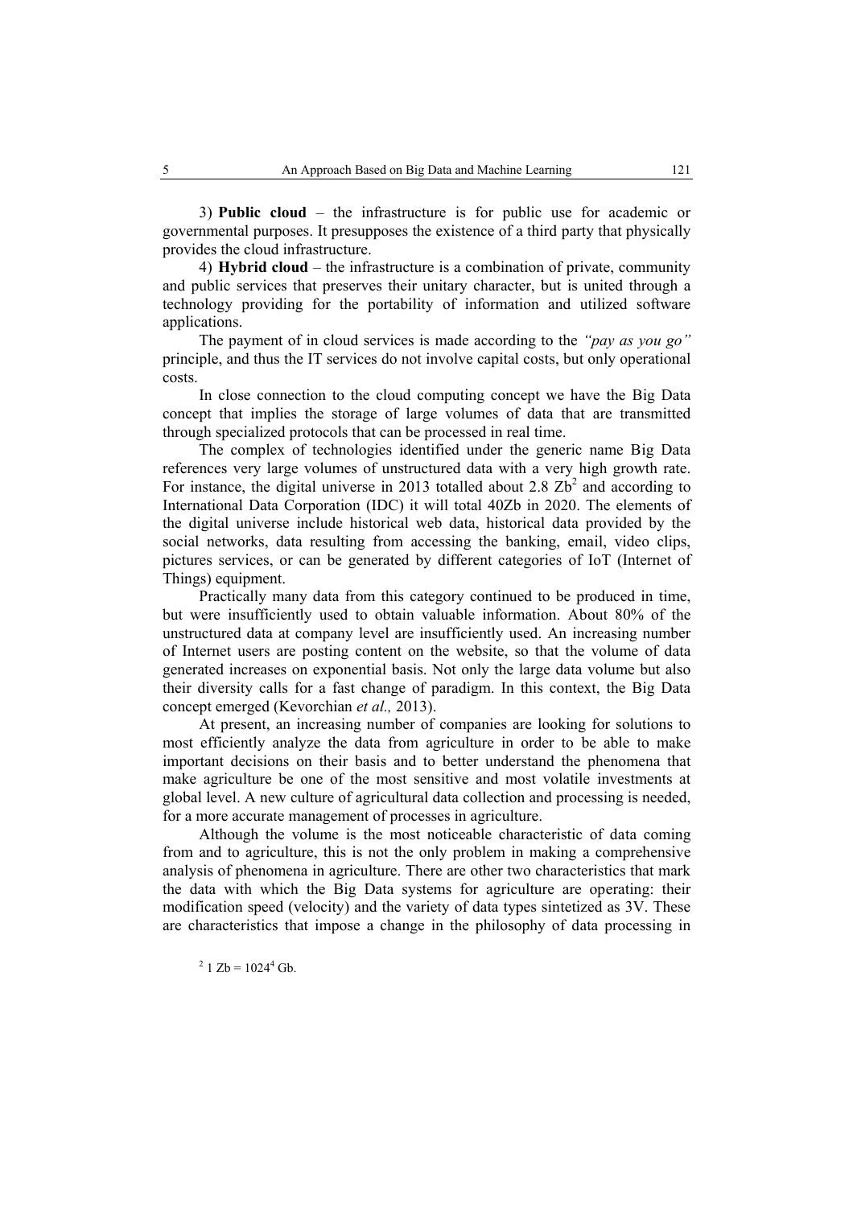3) **Public cloud** – the infrastructure is for public use for academic or governmental purposes. It presupposes the existence of a third party that physically provides the cloud infrastructure.

4) **Hybrid cloud** – the infrastructure is a combination of private, community and public services that preserves their unitary character, but is united through a technology providing for the portability of information and utilized software applications.

The payment of in cloud services is made according to the *"pay as you go"* principle, and thus the IT services do not involve capital costs, but only operational costs.

In close connection to the cloud computing concept we have the Big Data concept that implies the storage of large volumes of data that are transmitted through specialized protocols that can be processed in real time.

The complex of technologies identified under the generic name Big Data references very large volumes of unstructured data with a very high growth rate. For instance, the digital universe in 2013 totalled about 2.8 Zb[2] and according to International Data Corporation (IDC) it will total 40Zb in 2020. The elements of the digital universe include historical web data, historical data provided by the social networks, data resulting from accessing the banking, email, video clips, pictures services, or can be generated by different categories of IoT (Internet of Things) equipment.

Practically many data from this category continued to be produced in time, but were insufficiently used to obtain valuable information. About 80% of the unstructured data at company level are insufficiently used. An increasing number of Internet users are posting content on the website, so that the volume of data generated increases on exponential basis. Not only the large data volume but also their diversity calls for a fast change of paradigm. In this context, the Big Data concept emerged (Kevorchian *et al.,* 2013).

At present, an increasing number of companies are looking for solutions to most efficiently analyze the data from agriculture in order to be able to make important decisions on their basis and to better understand the phenomena that make agriculture be one of the most sensitive and most volatile investments at global level. A new culture of agricultural data collection and processing is needed, for a more accurate management of processes in agriculture.

Although the volume is the most noticeable characteristic of data coming from and to agriculture, this is not the only problem in making a comprehensive analysis of phenomena in agriculture. There are other two characteristics that mark the data with which the Big Data systems for agriculture are operating: their modification speed (velocity) and the variety of data types sintetized as 3V. These are characteristics that impose a change in the philosophy of data processing in

[2] 1 Zb = $1024^4$ Gb.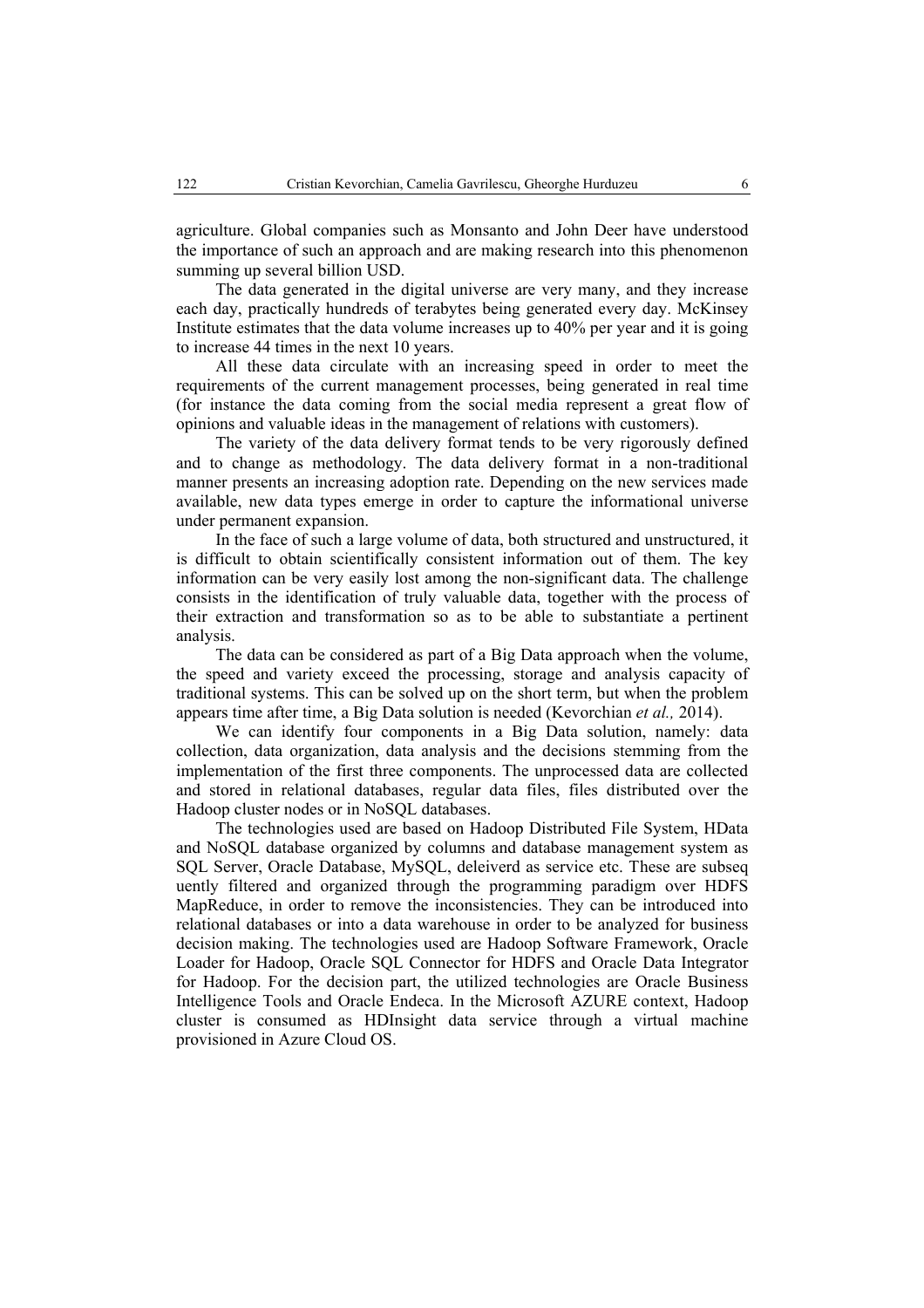agriculture. Global companies such as Monsanto and John Deer have understood the importance of such an approach and are making research into this phenomenon summing up several billion USD.

The data generated in the digital universe are very many, and they increase each day, practically hundreds of terabytes being generated every day. McKinsey Institute estimates that the data volume increases up to 40% per year and it is going to increase 44 times in the next 10 years.

All these data circulate with an increasing speed in order to meet the requirements of the current management processes, being generated in real time (for instance the data coming from the social media represent a great flow of opinions and valuable ideas in the management of relations with customers).

The variety of the data delivery format tends to be very rigorously defined and to change as methodology. The data delivery format in a non-traditional manner presents an increasing adoption rate. Depending on the new services made available, new data types emerge in order to capture the informational universe under permanent expansion.

In the face of such a large volume of data, both structured and unstructured, it is difficult to obtain scientifically consistent information out of them. The key information can be very easily lost among the non-significant data. The challenge consists in the identification of truly valuable data, together with the process of their extraction and transformation so as to be able to substantiate a pertinent analysis.

The data can be considered as part of a Big Data approach when the volume, the speed and variety exceed the processing, storage and analysis capacity of traditional systems. This can be solved up on the short term, but when the problem appears time after time, a Big Data solution is needed (Kevorchian *et al.,* 2014).

We can identify four components in a Big Data solution, namely: data collection, data organization, data analysis and the decisions stemming from the implementation of the first three components. The unprocessed data are collected and stored in relational databases, regular data files, files distributed over the Hadoop cluster nodes or in NoSQL databases.

The technologies used are based on Hadoop Distributed File System, HData and NoSQL database organized by columns and database management system as SQL Server, Oracle Database, MySQL, deleiverd as service etc. These are subseq uently filtered and organized through the programming paradigm over HDFS MapReduce, in order to remove the inconsistencies. They can be introduced into relational databases or into a data warehouse in order to be analyzed for business decision making. The technologies used are Hadoop Software Framework, Oracle Loader for Hadoop, Oracle SQL Connector for HDFS and Oracle Data Integrator for Hadoop. For the decision part, the utilized technologies are Oracle Business Intelligence Tools and Oracle Endeca. In the Microsoft AZURE context, Hadoop cluster is consumed as HDInsight data service through a virtual machine provisioned in Azure Cloud OS.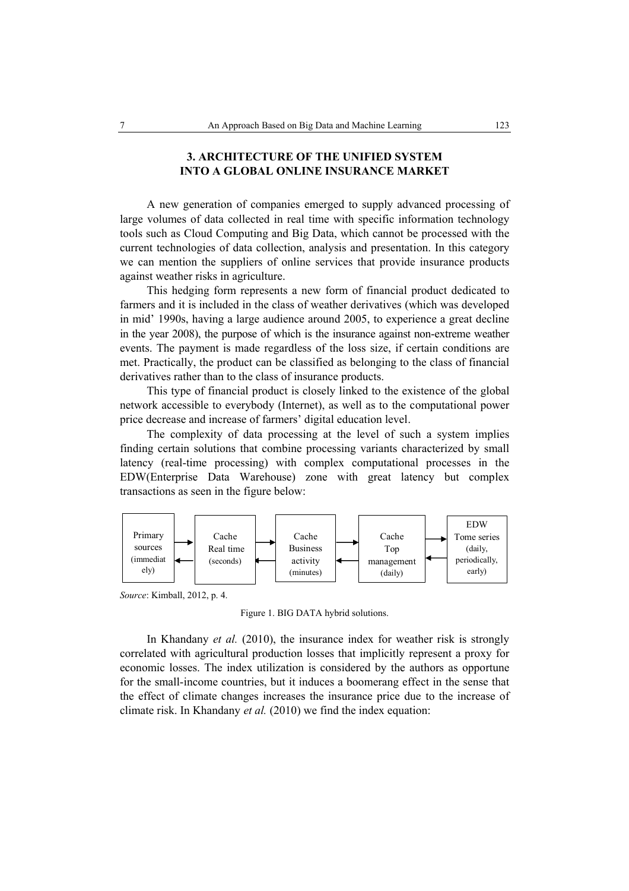## 3. ARCHITECTURE OF THE UNIFIED SYSTEM INTO A GLOBAL ONLINE INSURANCE MARKET

A new generation of companies emerged to supply advanced processing of large volumes of data collected in real time with specific information technology tools such as Cloud Computing and Big Data, which cannot be processed with the current technologies of data collection, analysis and presentation. In this category we can mention the suppliers of online services that provide insurance products against weather risks in agriculture.

This hedging form represents a new form of financial product dedicated to farmers and it is included in the class of weather derivatives (which was developed in mid' 1990s, having a large audience around 2005, to experience a great decline in the year 2008), the purpose of which is the insurance against non-extreme weather events. The payment is made regardless of the loss size, if certain conditions are met. Practically, the product can be classified as belonging to the class of financial derivatives rather than to the class of insurance products.

This type of financial product is closely linked to the existence of the global network accessible to everybody (Internet), as well as to the computational power price decrease and increase of farmers' digital education level.

The complexity of data processing at the level of such a system implies finding certain solutions that combine processing variants characterized by small latency (real-time processing) with complex computational processes in the EDW(Enterprise Data Warehouse) zone with great latency but complex transactions as seen in the figure below:

Primary sources (immediately)

Cache Real time (seconds)

Cache Business activity (minutes)

Cache Top management (daily)

EDW Tome series (daily, periodically, early)

*Source*: Kimball, 2012, p. 4.

Figure 1. BIG DATA hybrid solutions.

In Khandany *et al.* (2010), the insurance index for weather risk is strongly correlated with agricultural production losses that implicitly represent a proxy for economic losses. The index utilization is considered by the authors as opportune for the small-income countries, but it induces a boomerang effect in the sense that the effect of climate changes increases the insurance price due to the increase of climate risk. In Khandany *et al.* (2010) we find the index equation: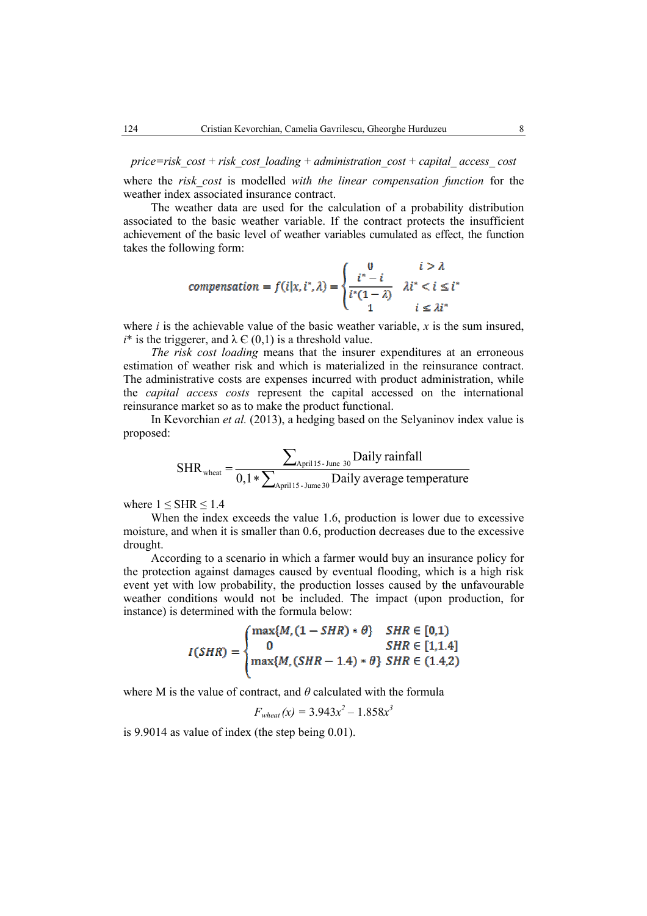$$price = risk\_cost + risk\_cost\_loading + administration\_cost + capital\_access\_cost$$

where the *risk_cost* is modelled *with the linear compensation function* for the weather index associated insurance contract.

The weather data are used for the calculation of a probability distribution associated to the basic weather variable. If the contract protects the insufficient achievement of the basic level of weather variables cumulated as effect, the function takes the following form:

$$compensation = f(i|x, i^*, \lambda) = \begin{cases} 0 & i > \lambda \\ \dfrac{i^* - i}{i^*(1-\lambda)} & \lambda i^* < i \leq i^* \\ 1 & i \leq \lambda i^* \end{cases}$$

where $i$ is the achievable value of the basic weather variable, $x$ is the sum insured, $i^*$ is the triggerer, and $\lambda \in (0,1)$ is a threshold value.

*The risk cost loading* means that the insurer expenditures at an erroneous estimation of weather risk and which is materialized in the reinsurance contract. The administrative costs are expenses incurred with product administration, while the *capital access costs* represent the capital accessed on the international reinsurance market so as to make the product functional.

In Kevorchian *et al.* (2013), a hedging based on the Selyaninov index value is proposed:

$$SHR_{wheat} = \frac{\sum_{\text{April 15 - June 30}} \text{Daily rainfall}}{0{,}1 * \sum_{\text{April 15 - Jume 30}} \text{Daily average temperature}}$$

where $1 \leq SHR \leq 1.4$

When the index exceeds the value 1.6, production is lower due to excessive moisture, and when it is smaller than 0.6, production decreases due to the excessive drought.

According to a scenario in which a farmer would buy an insurance policy for the protection against damages caused by eventual flooding, which is a high risk event yet with low probability, the production losses caused by the unfavourable weather conditions would not be included. The impact (upon production, for instance) is determined with the formula below:

$$I(SHR) = \begin{cases} \max\{M, (1 - SHR) * \theta\} & SHR \in [0,1) \\ 0 & SHR \in [1,1.4] \\ \max\{M, (SHR - 1.4) * \theta\} & SHR \in (1.4,2) \end{cases}$$

where M is the value of contract, and $\theta$ calculated with the formula

$$F_{wheat}(x) = 3.943x^2 - 1.858x^3$$

is 9.9014 as value of index (the step being 0.01).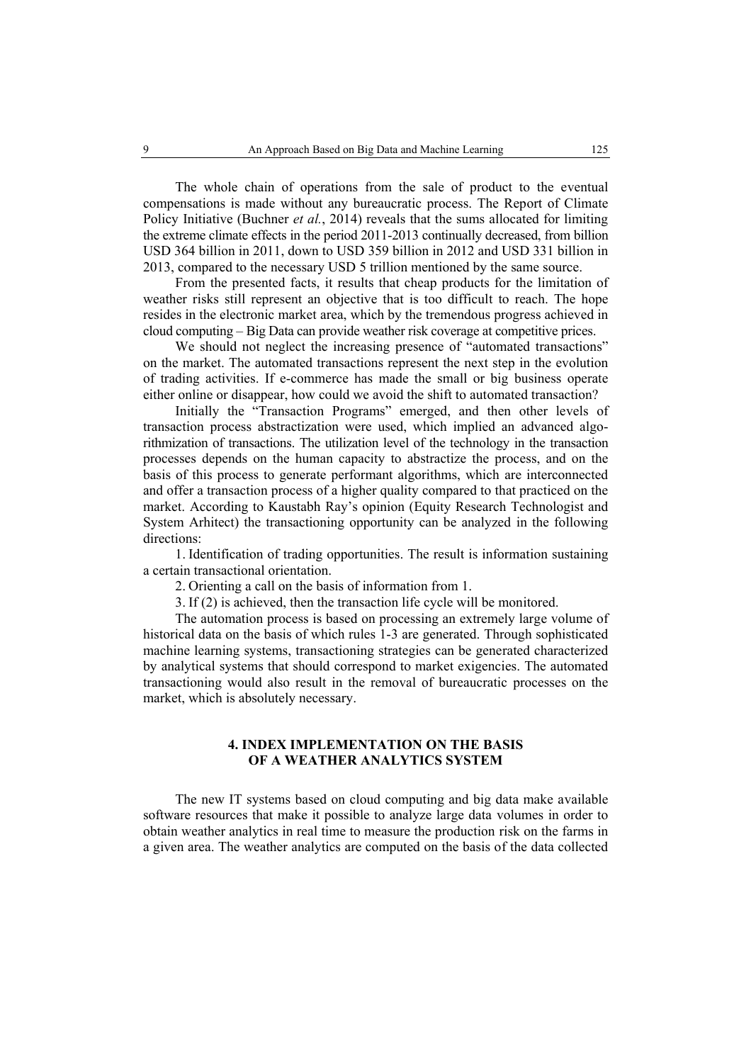The whole chain of operations from the sale of product to the eventual compensations is made without any bureaucratic process. The Report of Climate Policy Initiative (Buchner *et al.*, 2014) reveals that the sums allocated for limiting the extreme climate effects in the period 2011-2013 continually decreased, from billion USD 364 billion in 2011, down to USD 359 billion in 2012 and USD 331 billion in 2013, compared to the necessary USD 5 trillion mentioned by the same source.

From the presented facts, it results that cheap products for the limitation of weather risks still represent an objective that is too difficult to reach. The hope resides in the electronic market area, which by the tremendous progress achieved in cloud computing – Big Data can provide weather risk coverage at competitive prices.

We should not neglect the increasing presence of "automated transactions" on the market. The automated transactions represent the next step in the evolution of trading activities. If e-commerce has made the small or big business operate either online or disappear, how could we avoid the shift to automated transaction?

Initially the "Transaction Programs" emerged, and then other levels of transaction process abstractization were used, which implied an advanced algorithmization of transactions. The utilization level of the technology in the transaction processes depends on the human capacity to abstractize the process, and on the basis of this process to generate performant algorithms, which are interconnected and offer a transaction process of a higher quality compared to that practiced on the market. According to Kaustabh Ray's opinion (Equity Research Technologist and System Arhitect) the transactioning opportunity can be analyzed in the following directions:

1. Identification of trading opportunities. The result is information sustaining a certain transactional orientation.

2. Orienting a call on the basis of information from 1.

3. If (2) is achieved, then the transaction life cycle will be monitored.

The automation process is based on processing an extremely large volume of historical data on the basis of which rules 1-3 are generated. Through sophisticated machine learning systems, transactioning strategies can be generated characterized by analytical systems that should correspond to market exigencies. The automated transactioning would also result in the removal of bureaucratic processes on the market, which is absolutely necessary.

## 4. INDEX IMPLEMENTATION ON THE BASIS OF A WEATHER ANALYTICS SYSTEM

The new IT systems based on cloud computing and big data make available software resources that make it possible to analyze large data volumes in order to obtain weather analytics in real time to measure the production risk on the farms in a given area. The weather analytics are computed on the basis of the data collected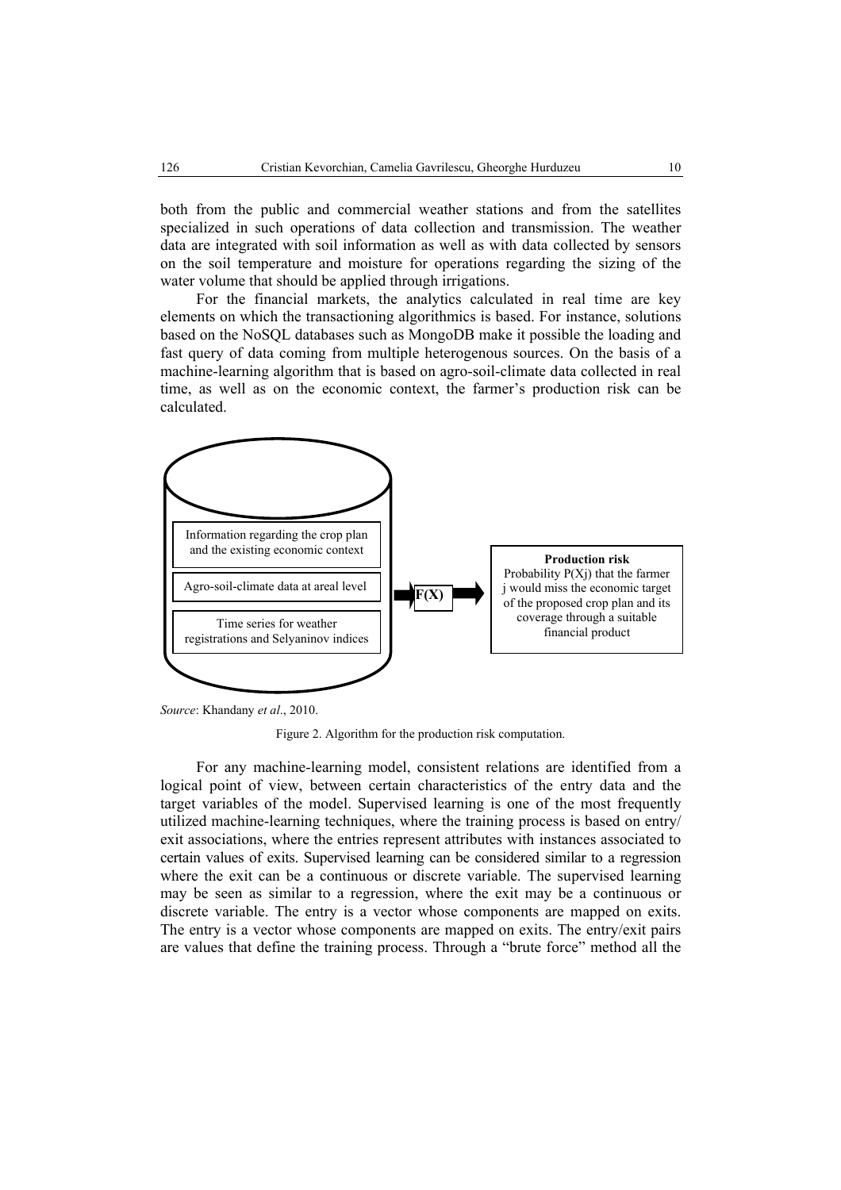both from the public and commercial weather stations and from the satellites specialized in such operations of data collection and transmission. The weather data are integrated with soil information as well as with data collected by sensors on the soil temperature and moisture for operations regarding the sizing of the water volume that should be applied through irrigations.

For the financial markets, the analytics calculated in real time are key elements on which the transactioning algorithmics is based. For instance, solutions based on the NoSQL databases such as MongoDB make it possible the loading and fast query of data coming from multiple heterogenous sources. On the basis of a machine-learning algorithm that is based on agro-soil-climate data collected in real time, as well as on the economic context, the farmer's production risk can be calculated.

Information regarding the crop plan and the existing economic context

Agro-soil-climate data at areal level

Time series for weather registrations and Selyaninov indices

F(X)

**Production risk**
Probability P(Xj) that the farmer j would miss the economic target of the proposed crop plan and its coverage through a suitable financial product

*Source*: Khandany *et al*., 2010.

Figure 2. Algorithm for the production risk computation.

For any machine-learning model, consistent relations are identified from a logical point of view, between certain characteristics of the entry data and the target variables of the model. Supervised learning is one of the most frequently utilized machine-learning techniques, where the training process is based on entry/exit associations, where the entries represent attributes with instances associated to certain values of exits. Supervised learning can be considered similar to a regression where the exit can be a continuous or discrete variable. The supervised learning may be seen as similar to a regression, where the exit may be a continuous or discrete variable. The entry is a vector whose components are mapped on exits. The entry is a vector whose components are mapped on exits. The entry/exit pairs are values that define the training process. Through a "brute force" method all the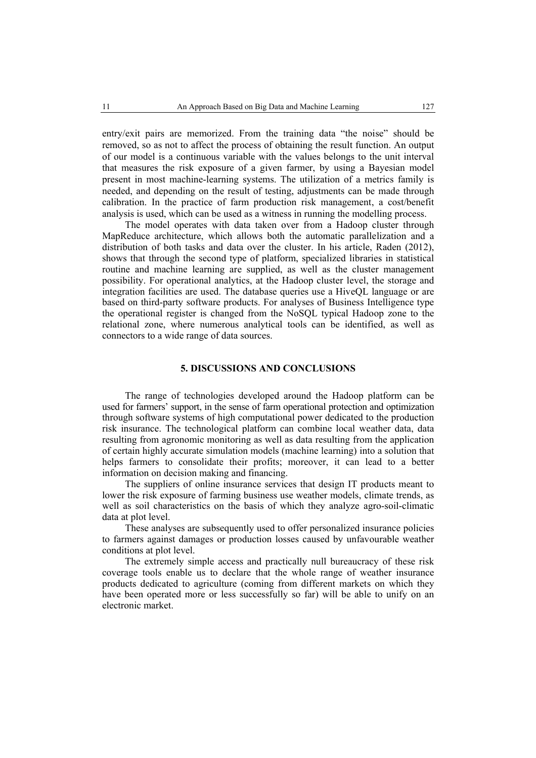entry/exit pairs are memorized. From the training data "the noise" should be removed, so as not to affect the process of obtaining the result function. An output of our model is a continuous variable with the values belongs to the unit interval that measures the risk exposure of a given farmer, by using a Bayesian model present in most machine-learning systems. The utilization of a metrics family is needed, and depending on the result of testing, adjustments can be made through calibration. In the practice of farm production risk management, a cost/benefit analysis is used, which can be used as a witness in running the modelling process.

The model operates with data taken over from a Hadoop cluster through MapReduce architecture, which allows both the automatic parallelization and a distribution of both tasks and data over the cluster. In his article, Raden (2012), shows that through the second type of platform, specialized libraries in statistical routine and machine learning are supplied, as well as the cluster management possibility. For operational analytics, at the Hadoop cluster level, the storage and integration facilities are used. The database queries use a HiveQL language or are based on third-party software products. For analyses of Business Intelligence type the operational register is changed from the NoSQL typical Hadoop zone to the relational zone, where numerous analytical tools can be identified, as well as connectors to a wide range of data sources.

## 5. DISCUSSIONS AND CONCLUSIONS

The range of technologies developed around the Hadoop platform can be used for farmers' support, in the sense of farm operational protection and optimization through software systems of high computational power dedicated to the production risk insurance. The technological platform can combine local weather data, data resulting from agronomic monitoring as well as data resulting from the application of certain highly accurate simulation models (machine learning) into a solution that helps farmers to consolidate their profits; moreover, it can lead to a better information on decision making and financing.

The suppliers of online insurance services that design IT products meant to lower the risk exposure of farming business use weather models, climate trends, as well as soil characteristics on the basis of which they analyze agro-soil-climatic data at plot level.

These analyses are subsequently used to offer personalized insurance policies to farmers against damages or production losses caused by unfavourable weather conditions at plot level.

The extremely simple access and practically null bureaucracy of these risk coverage tools enable us to declare that the whole range of weather insurance products dedicated to agriculture (coming from different markets on which they have been operated more or less successfully so far) will be able to unify on an electronic market.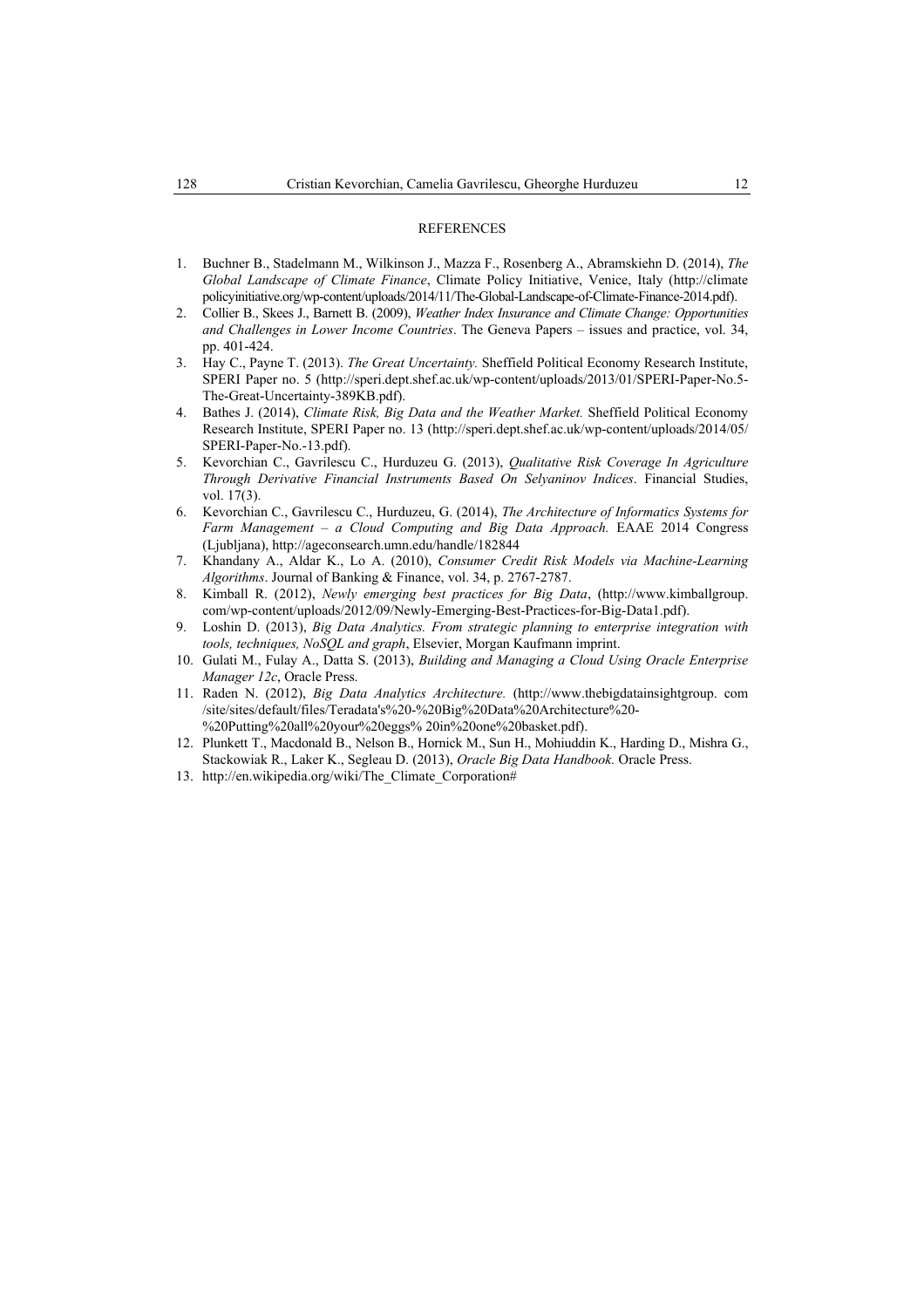## REFERENCES

1. Buchner B., Stadelmann M., Wilkinson J., Mazza F., Rosenberg A., Abramskiehn D. (2014), *The Global Landscape of Climate Finance*, Climate Policy Initiative, Venice, Italy (http://climatepolicyinitiative.org/wp-content/uploads/2014/11/The-Global-Landscape-of-Climate-Finance-2014.pdf).
2. Collier B., Skees J., Barnett B. (2009), *Weather Index Insurance and Climate Change: Opportunities and Challenges in Lower Income Countries*. The Geneva Papers – issues and practice, vol. 34, pp. 401-424.
3. Hay C., Payne T. (2013). *The Great Uncertainty.* Sheffield Political Economy Research Institute, SPERI Paper no. 5 (http://speri.dept.shef.ac.uk/wp-content/uploads/2013/01/SPERI-Paper-No.5-The-Great-Uncertainty-389KB.pdf).
4. Bathes J. (2014), *Climate Risk, Big Data and the Weather Market.* Sheffield Political Economy Research Institute, SPERI Paper no. 13 (http://speri.dept.shef.ac.uk/wp-content/uploads/2014/05/SPERI-Paper-No.-13.pdf).
5. Kevorchian C., Gavrilescu C., Hurduzeu G. (2013), *Qualitative Risk Coverage In Agriculture Through Derivative Financial Instruments Based On Selyaninov Indices*. Financial Studies, vol. 17(3).
6. Kevorchian C., Gavrilescu C., Hurduzeu, G. (2014), *The Architecture of Informatics Systems for Farm Management – a Cloud Computing and Big Data Approach.* EAAE 2014 Congress (Ljubljana), http://ageconsearch.umn.edu/handle/182844
7. Khandany A., Aldar K., Lo A. (2010), *Consumer Credit Risk Models via Machine-Learning Algorithms*. Journal of Banking & Finance, vol. 34, p. 2767-2787.
8. Kimball R. (2012), *Newly emerging best practices for Big Data*, (http://www.kimballgroup.com/wp-content/uploads/2012/09/Newly-Emerging-Best-Practices-for-Big-Data1.pdf).
9. Loshin D. (2013), *Big Data Analytics. From strategic planning to enterprise integration with tools, techniques, NoSQL and graph*, Elsevier, Morgan Kaufmann imprint.
10. Gulati M., Fulay A., Datta S. (2013), *Building and Managing a Cloud Using Oracle Enterprise Manager 12c*, Oracle Press.
11. Raden N. (2012), *Big Data Analytics Architecture.* (http://www.thebigdatainsightgroup.com/site/sites/default/files/Teradata's%20-%20Big%20Data%20Architecture%20-%20Putting%20all%20your%20eggs% 20in%20one%20basket.pdf).
12. Plunkett T., Macdonald B., Nelson B., Hornick M., Sun H., Mohiuddin K., Harding D., Mishra G., Stackowiak R., Laker K., Segleau D. (2013), *Oracle Big Data Handbook.* Oracle Press.
13. http://en.wikipedia.org/wiki/The_Climate_Corporation#